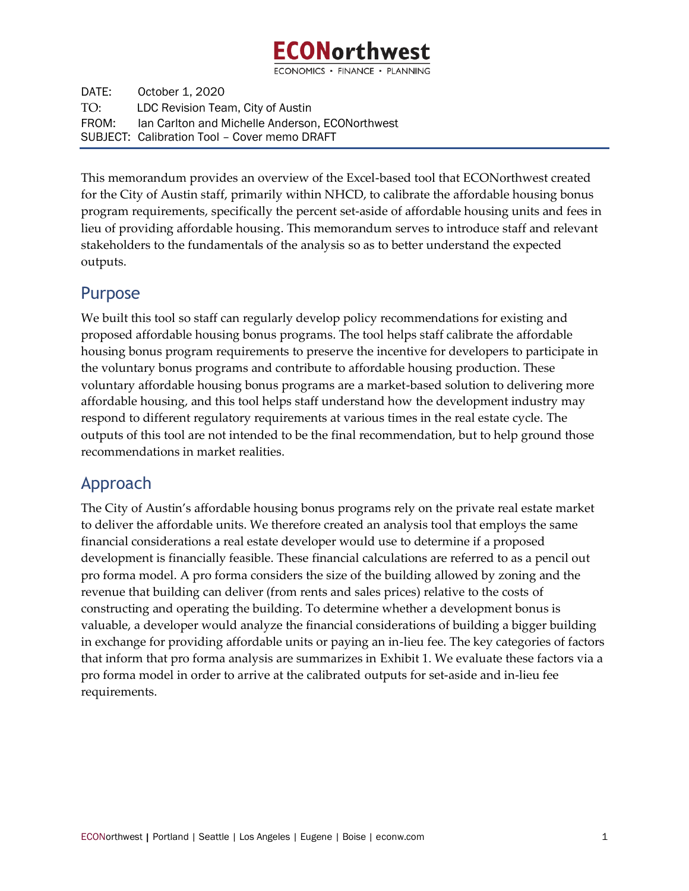# ECONorthwest

ECONOMICS • FINANCE • PLANNING

DATE: October 1, 2020
TO: LDC Revision Team, City of Austin
FROM: Ian Carlton and Michelle Anderson, ECONorthwest
SUBJECT: Calibration Tool – Cover memo DRAFT

This memorandum provides an overview of the Excel-based tool that ECONorthwest created for the City of Austin staff, primarily within NHCD, to calibrate the affordable housing bonus program requirements, specifically the percent set-aside of affordable housing units and fees in lieu of providing affordable housing. This memorandum serves to introduce staff and relevant stakeholders to the fundamentals of the analysis so as to better understand the expected outputs.

## Purpose

We built this tool so staff can regularly develop policy recommendations for existing and proposed affordable housing bonus programs. The tool helps staff calibrate the affordable housing bonus program requirements to preserve the incentive for developers to participate in the voluntary bonus programs and contribute to affordable housing production. These voluntary affordable housing bonus programs are a market-based solution to delivering more affordable housing, and this tool helps staff understand how the development industry may respond to different regulatory requirements at various times in the real estate cycle. The outputs of this tool are not intended to be the final recommendation, but to help ground those recommendations in market realities.

## Approach

The City of Austin's affordable housing bonus programs rely on the private real estate market to deliver the affordable units. We therefore created an analysis tool that employs the same financial considerations a real estate developer would use to determine if a proposed development is financially feasible. These financial calculations are referred to as a pencil out pro forma model. A pro forma considers the size of the building allowed by zoning and the revenue that building can deliver (from rents and sales prices) relative to the costs of constructing and operating the building. To determine whether a development bonus is valuable, a developer would analyze the financial considerations of building a bigger building in exchange for providing affordable units or paying an in-lieu fee. The key categories of factors that inform that pro forma analysis are summarizes in Exhibit 1. We evaluate these factors via a pro forma model in order to arrive at the calibrated outputs for set-aside and in-lieu fee requirements.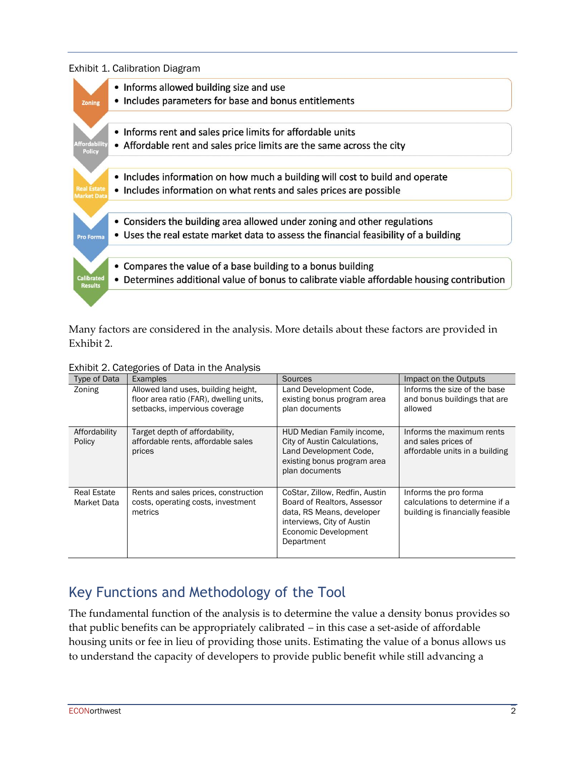Exhibit 1. Calibration Diagram

**Zoning**
- Informs allowed building size and use
- Includes parameters for base and bonus entitlements

**Affordability Policy**
- Informs rent and sales price limits for affordable units
- Affordable rent and sales price limits are the same across the city

**Real Estate Market Data**
- Includes information on how much a building will cost to build and operate
- Includes information on what rents and sales prices are possible

**Pro Forma**
- Considers the building area allowed under zoning and other regulations
- Uses the real estate market data to assess the financial feasibility of a building

**Calibrated Results**
- Compares the value of a base building to a bonus building
- Determines additional value of bonus to calibrate viable affordable housing contribution

Many factors are considered in the analysis. More details about these factors are provided in Exhibit 2.

Exhibit 2. Categories of Data in the Analysis

| Type of Data | Examples | Sources | Impact on the Outputs |
|---|---|---|---|
| Zoning | Allowed land uses, building height, floor area ratio (FAR), dwelling units, setbacks, impervious coverage | Land Development Code, existing bonus program area plan documents | Informs the size of the base and bonus buildings that are allowed |
| Affordability Policy | Target depth of affordability, affordable rents, affordable sales prices | HUD Median Family income, City of Austin Calculations, Land Development Code, existing bonus program area plan documents | Informs the maximum rents and sales prices of affordable units in a building |
| Real Estate Market Data | Rents and sales prices, construction costs, operating costs, investment metrics | CoStar, Zillow, Redfin, Austin Board of Realtors, Assessor data, RS Means, developer interviews, City of Austin Economic Development Department | Informs the pro forma calculations to determine if a building is financially feasible |

## Key Functions and Methodology of the Tool

The fundamental function of the analysis is to determine the value a density bonus provides so that public benefits can be appropriately calibrated – in this case a set-aside of affordable housing units or fee in lieu of providing those units. Estimating the value of a bonus allows us to understand the capacity of developers to provide public benefit while still advancing a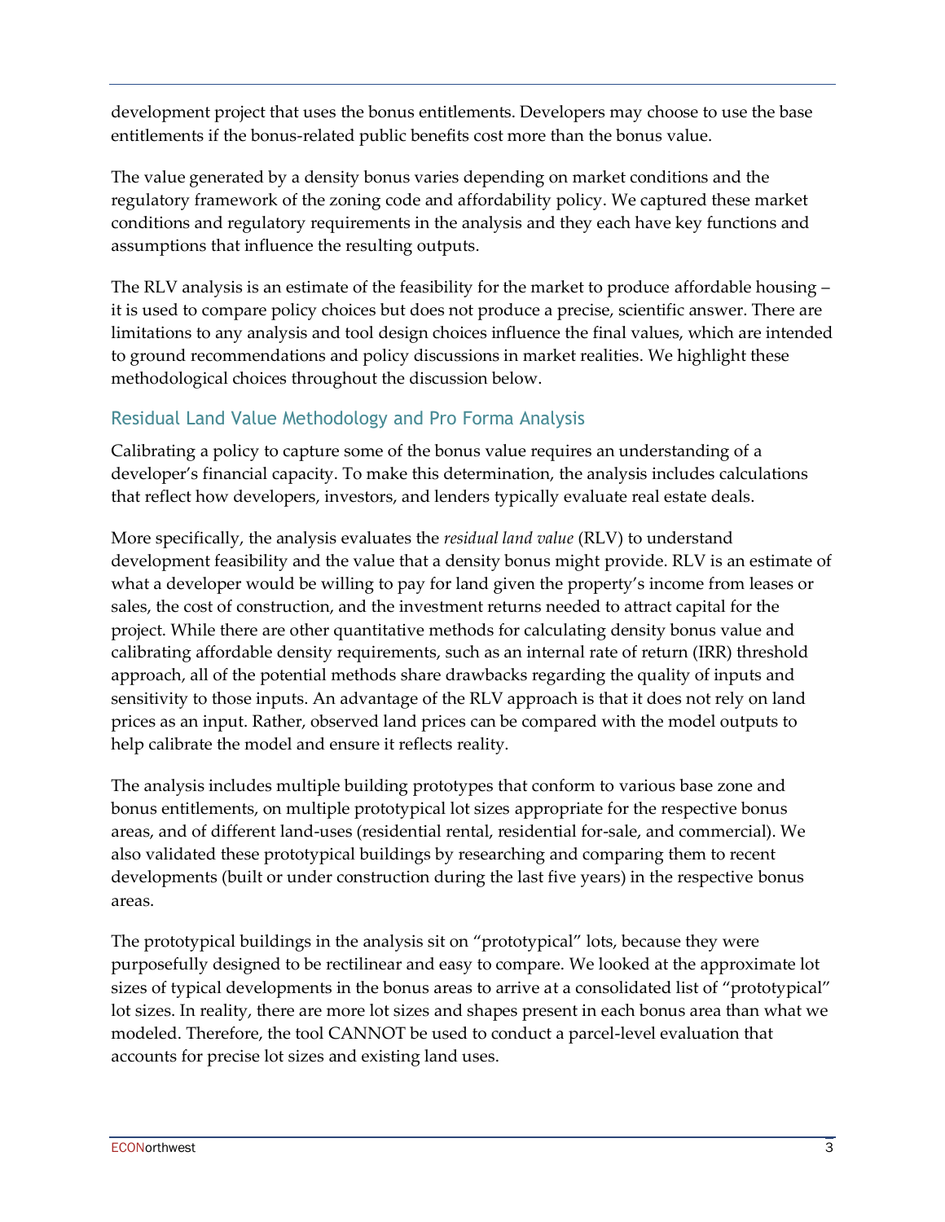development project that uses the bonus entitlements. Developers may choose to use the base entitlements if the bonus-related public benefits cost more than the bonus value.

The value generated by a density bonus varies depending on market conditions and the regulatory framework of the zoning code and affordability policy. We captured these market conditions and regulatory requirements in the analysis and they each have key functions and assumptions that influence the resulting outputs.

The RLV analysis is an estimate of the feasibility for the market to produce affordable housing – it is used to compare policy choices but does not produce a precise, scientific answer. There are limitations to any analysis and tool design choices influence the final values, which are intended to ground recommendations and policy discussions in market realities. We highlight these methodological choices throughout the discussion below.

## Residual Land Value Methodology and Pro Forma Analysis

Calibrating a policy to capture some of the bonus value requires an understanding of a developer's financial capacity. To make this determination, the analysis includes calculations that reflect how developers, investors, and lenders typically evaluate real estate deals.

More specifically, the analysis evaluates the *residual land value* (RLV) to understand development feasibility and the value that a density bonus might provide. RLV is an estimate of what a developer would be willing to pay for land given the property's income from leases or sales, the cost of construction, and the investment returns needed to attract capital for the project. While there are other quantitative methods for calculating density bonus value and calibrating affordable density requirements, such as an internal rate of return (IRR) threshold approach, all of the potential methods share drawbacks regarding the quality of inputs and sensitivity to those inputs. An advantage of the RLV approach is that it does not rely on land prices as an input. Rather, observed land prices can be compared with the model outputs to help calibrate the model and ensure it reflects reality.

The analysis includes multiple building prototypes that conform to various base zone and bonus entitlements, on multiple prototypical lot sizes appropriate for the respective bonus areas, and of different land-uses (residential rental, residential for-sale, and commercial). We also validated these prototypical buildings by researching and comparing them to recent developments (built or under construction during the last five years) in the respective bonus areas.

The prototypical buildings in the analysis sit on "prototypical" lots, because they were purposefully designed to be rectilinear and easy to compare. We looked at the approximate lot sizes of typical developments in the bonus areas to arrive at a consolidated list of "prototypical" lot sizes. In reality, there are more lot sizes and shapes present in each bonus area than what we modeled. Therefore, the tool CANNOT be used to conduct a parcel-level evaluation that accounts for precise lot sizes and existing land uses.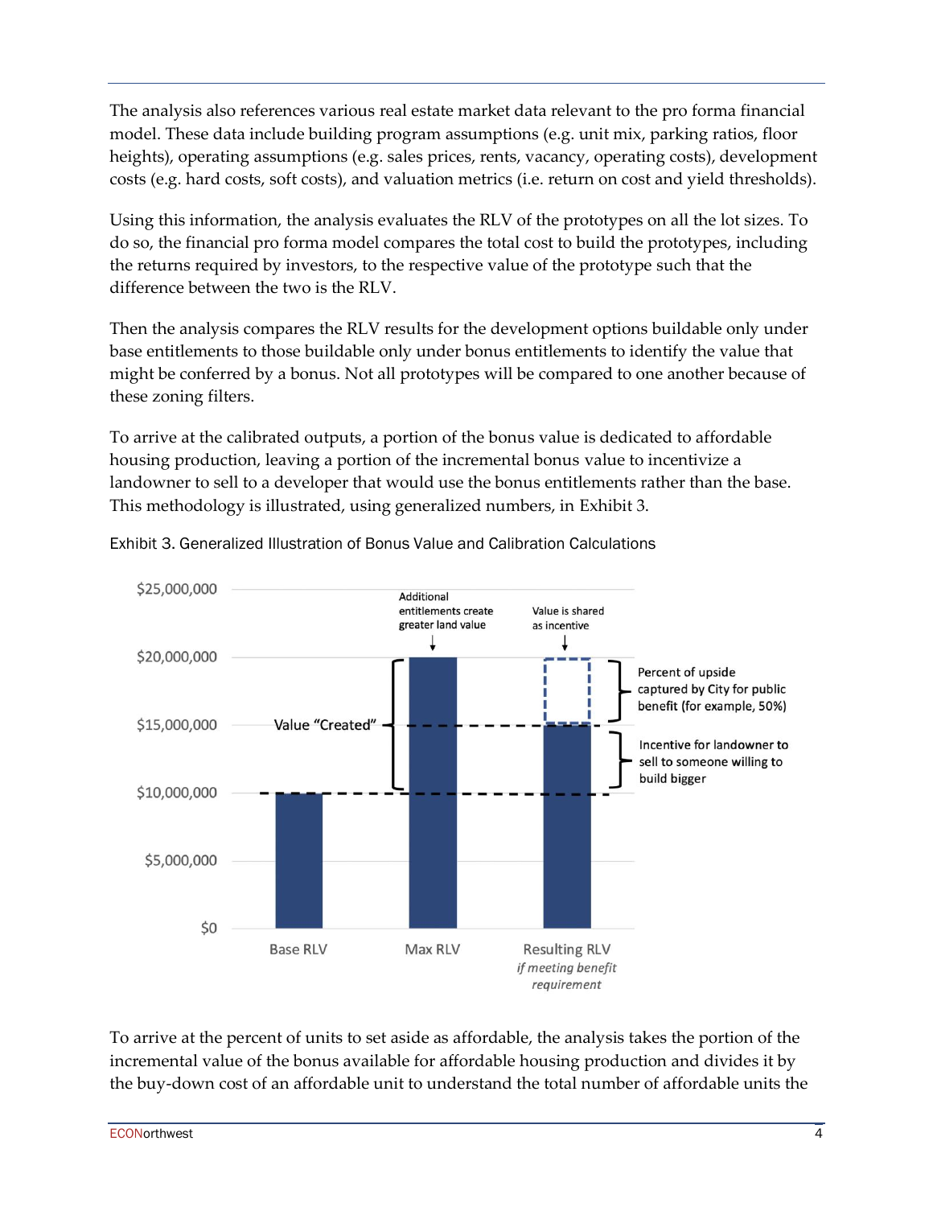The analysis also references various real estate market data relevant to the pro forma financial model. These data include building program assumptions (e.g. unit mix, parking ratios, floor heights), operating assumptions (e.g. sales prices, rents, vacancy, operating costs), development costs (e.g. hard costs, soft costs), and valuation metrics (i.e. return on cost and yield thresholds).

Using this information, the analysis evaluates the RLV of the prototypes on all the lot sizes. To do so, the financial pro forma model compares the total cost to build the prototypes, including the returns required by investors, to the respective value of the prototype such that the difference between the two is the RLV.

Then the analysis compares the RLV results for the development options buildable only under base entitlements to those buildable only under bonus entitlements to identify the value that might be conferred by a bonus. Not all prototypes will be compared to one another because of these zoning filters.

To arrive at the calibrated outputs, a portion of the bonus value is dedicated to affordable housing production, leaving a portion of the incremental bonus value to incentivize a landowner to sell to a developer that would use the bonus entitlements rather than the base. This methodology is illustrated, using generalized numbers, in Exhibit 3.

Exhibit 3. Generalized Illustration of Bonus Value and Calibration Calculations

| | Base RLV | Max RLV | Resulting RLV *if meeting benefit requirement* |
|---|---|---|---|
| Value | $10,000,000 | $20,000,000 | $15,000,000 |

- Additional entitlements create greater land value (Max RLV)
- Value is shared as incentive (Resulting RLV)
- Value "Created": $10,000,000 to $20,000,000
- Percent of upside captured by City for public benefit (for example, 50%): $15,000,000 to $20,000,000
- Incentive for landowner to sell to someone willing to build bigger: $10,000,000 to $15,000,000

To arrive at the percent of units to set aside as affordable, the analysis takes the portion of the incremental value of the bonus available for affordable housing production and divides it by the buy-down cost of an affordable unit to understand the total number of affordable units the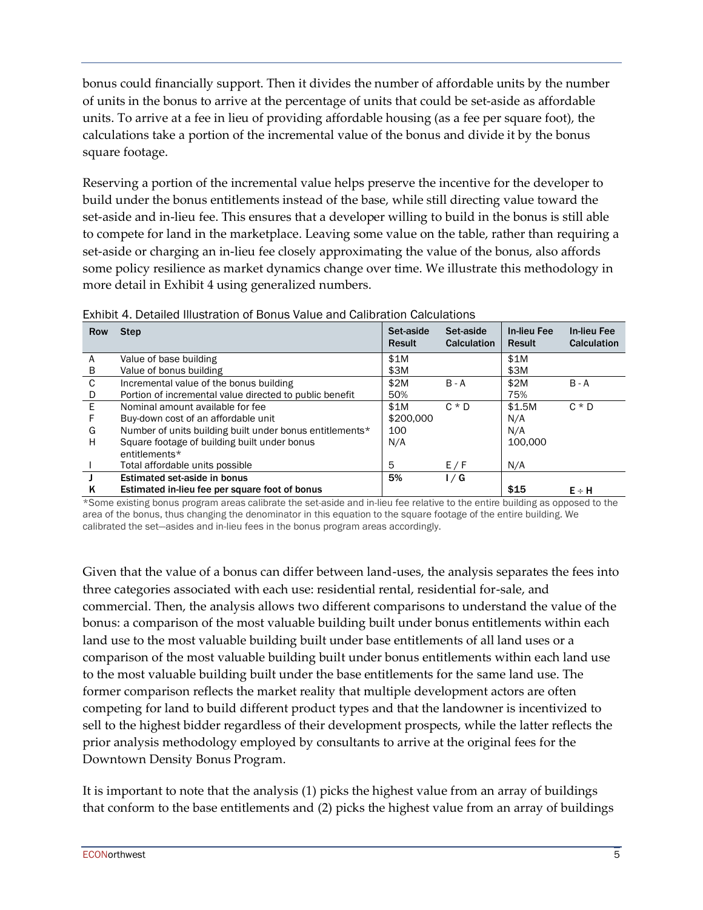bonus could financially support. Then it divides the number of affordable units by the number of units in the bonus to arrive at the percentage of units that could be set-aside as affordable units. To arrive at a fee in lieu of providing affordable housing (as a fee per square foot), the calculations take a portion of the incremental value of the bonus and divide it by the bonus square footage.

Reserving a portion of the incremental value helps preserve the incentive for the developer to build under the bonus entitlements instead of the base, while still directing value toward the set-aside and in-lieu fee. This ensures that a developer willing to build in the bonus is still able to compete for land in the marketplace. Leaving some value on the table, rather than requiring a set-aside or charging an in-lieu fee closely approximating the value of the bonus, also affords some policy resilience as market dynamics change over time. We illustrate this methodology in more detail in Exhibit 4 using generalized numbers.

Exhibit 4. Detailed Illustration of Bonus Value and Calibration Calculations

| Row | Step | Set-aside Result | Set-aside Calculation | In-lieu Fee Result | In-lieu Fee Calculation |
|---|---|---|---|---|---|
| A | Value of base building | $1M | | $1M | |
| B | Value of bonus building | $3M | | $3M | |
| C | Incremental value of the bonus building | $2M | B - A | $2M | B - A |
| D | Portion of incremental value directed to public benefit | 50% | | 75% | |
| E | Nominal amount available for fee | $1M | C * D | $1.5M | C * D |
| F | Buy-down cost of an affordable unit | $200,000 | | N/A | |
| G | Number of units building built under bonus entitlements* | 100 | | N/A | |
| H | Square footage of building built under bonus entitlements* | N/A | | 100,000 | |
| I | Total affordable units possible | 5 | E / F | N/A | |
| **J** | **Estimated set-aside in bonus** | **5%** | **I / G** | | |
| **K** | **Estimated in-lieu fee per square foot of bonus** | | | **$15** | **E ÷ H** |

*Some existing bonus program areas calibrate the set-aside and in-lieu fee relative to the entire building as opposed to the area of the bonus, thus changing the denominator in this equation to the square footage of the entire building. We calibrated the set—asides and in-lieu fees in the bonus program areas accordingly.

Given that the value of a bonus can differ between land-uses, the analysis separates the fees into three categories associated with each use: residential rental, residential for-sale, and commercial. Then, the analysis allows two different comparisons to understand the value of the bonus: a comparison of the most valuable building built under bonus entitlements within each land use to the most valuable building built under base entitlements of all land uses or a comparison of the most valuable building built under bonus entitlements within each land use to the most valuable building built under the base entitlements for the same land use. The former comparison reflects the market reality that multiple development actors are often competing for land to build different product types and that the landowner is incentivized to sell to the highest bidder regardless of their development prospects, while the latter reflects the prior analysis methodology employed by consultants to arrive at the original fees for the Downtown Density Bonus Program.

It is important to note that the analysis (1) picks the highest value from an array of buildings that conform to the base entitlements and (2) picks the highest value from an array of buildings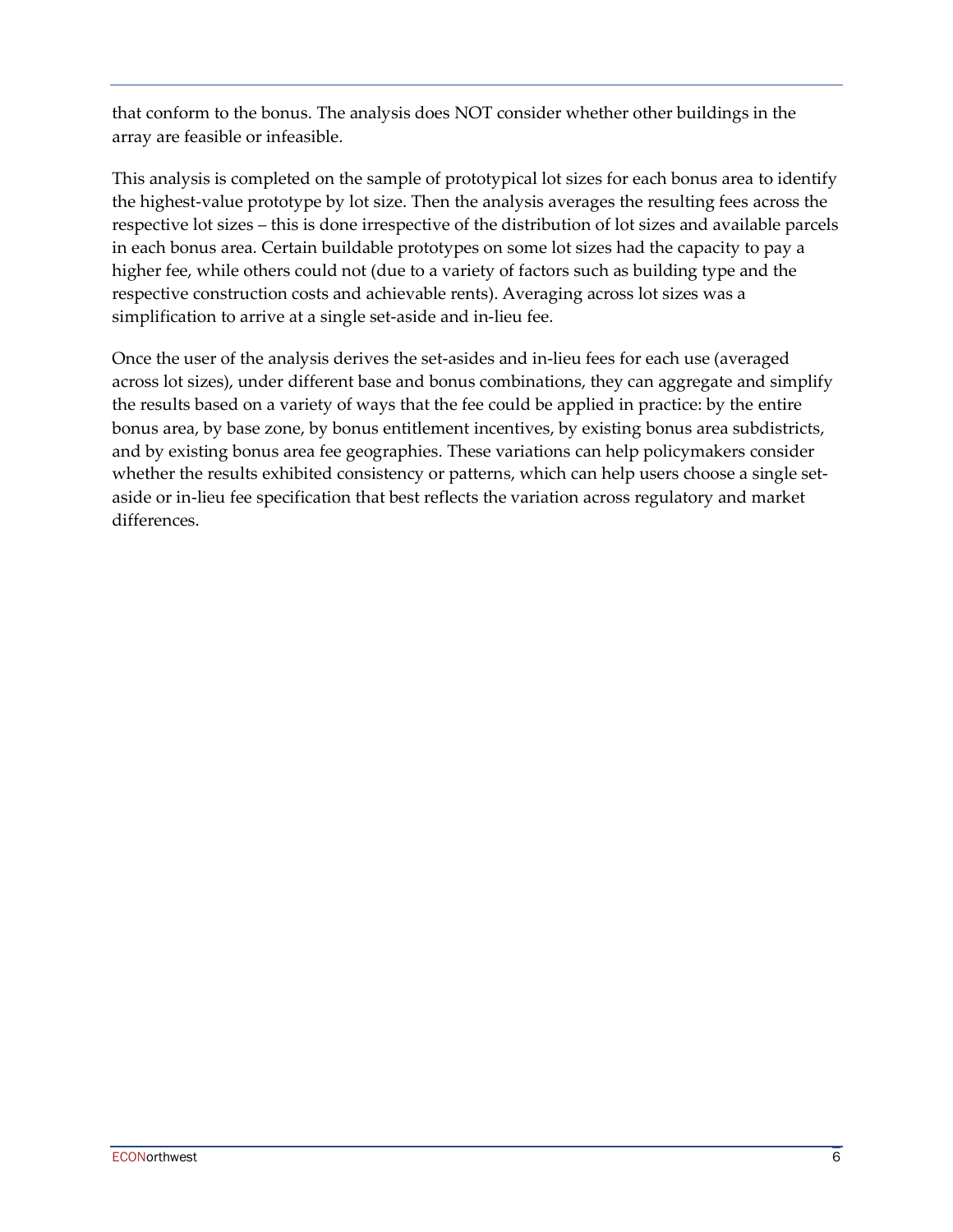that conform to the bonus. The analysis does NOT consider whether other buildings in the array are feasible or infeasible.

This analysis is completed on the sample of prototypical lot sizes for each bonus area to identify the highest-value prototype by lot size. Then the analysis averages the resulting fees across the respective lot sizes – this is done irrespective of the distribution of lot sizes and available parcels in each bonus area. Certain buildable prototypes on some lot sizes had the capacity to pay a higher fee, while others could not (due to a variety of factors such as building type and the respective construction costs and achievable rents). Averaging across lot sizes was a simplification to arrive at a single set-aside and in-lieu fee.

Once the user of the analysis derives the set-asides and in-lieu fees for each use (averaged across lot sizes), under different base and bonus combinations, they can aggregate and simplify the results based on a variety of ways that the fee could be applied in practice: by the entire bonus area, by base zone, by bonus entitlement incentives, by existing bonus area subdistricts, and by existing bonus area fee geographies. These variations can help policymakers consider whether the results exhibited consistency or patterns, which can help users choose a single set-aside or in-lieu fee specification that best reflects the variation across regulatory and market differences.